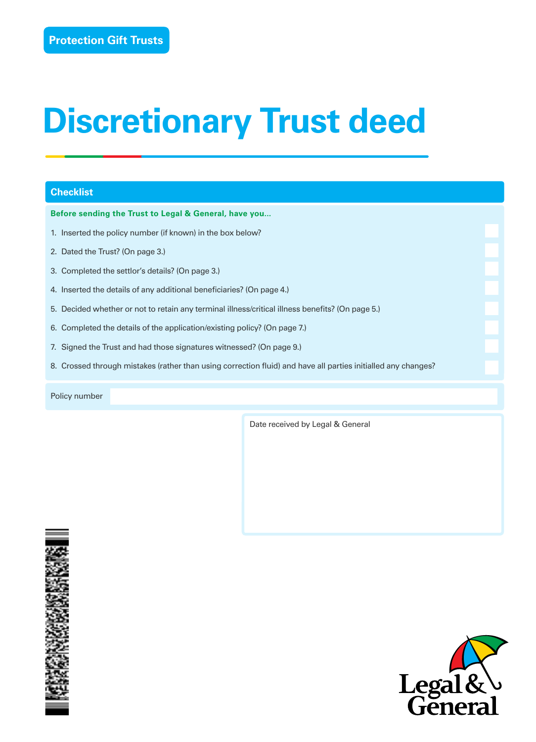Protection Gift Trusts

# Discretionary Trust deed

## Checklist

**Before sending the Trust to Legal & General, have you...**

1. Inserted the policy number (if known) in the box below?
2. Dated the Trust? (On page 3.)
3. Completed the settlor's details? (On page 3.)
4. Inserted the details of any additional beneficiaries? (On page 4.)
5. Decided whether or not to retain any terminal illness/critical illness benefits? (On page 5.)
6. Completed the details of the application/existing policy? (On page 7.)
7. Signed the Trust and had those signatures witnessed? (On page 9.)
8. Crossed through mistakes (rather than using correction fluid) and have all parties initialled any changes?

Policy number

Date received by Legal & General

Legal & General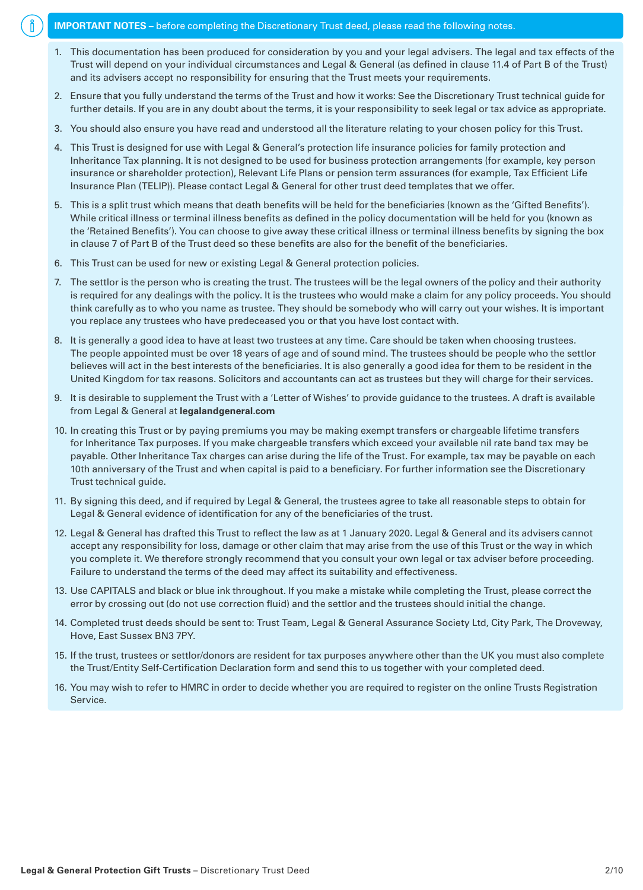**IMPORTANT NOTES –** before completing the Discretionary Trust deed, please read the following notes.

1. This documentation has been produced for consideration by you and your legal advisers. The legal and tax effects of the Trust will depend on your individual circumstances and Legal & General (as defined in clause 11.4 of Part B of the Trust) and its advisers accept no responsibility for ensuring that the Trust meets your requirements.
2. Ensure that you fully understand the terms of the Trust and how it works: See the Discretionary Trust technical guide for further details. If you are in any doubt about the terms, it is your responsibility to seek legal or tax advice as appropriate.
3. You should also ensure you have read and understood all the literature relating to your chosen policy for this Trust.
4. This Trust is designed for use with Legal & General's protection life insurance policies for family protection and Inheritance Tax planning. It is not designed to be used for business protection arrangements (for example, key person insurance or shareholder protection), Relevant Life Plans or pension term assurances (for example, Tax Efficient Life Insurance Plan (TELIP)). Please contact Legal & General for other trust deed templates that we offer.
5. This is a split trust which means that death benefits will be held for the beneficiaries (known as the 'Gifted Benefits'). While critical illness or terminal illness benefits as defined in the policy documentation will be held for you (known as the 'Retained Benefits'). You can choose to give away these critical illness or terminal illness benefits by signing the box in clause 7 of Part B of the Trust deed so these benefits are also for the benefit of the beneficiaries.
6. This Trust can be used for new or existing Legal & General protection policies.
7. The settlor is the person who is creating the trust. The trustees will be the legal owners of the policy and their authority is required for any dealings with the policy. It is the trustees who would make a claim for any policy proceeds. You should think carefully as to who you name as trustee. They should be somebody who will carry out your wishes. It is important you replace any trustees who have predeceased you or that you have lost contact with.
8. It is generally a good idea to have at least two trustees at any time. Care should be taken when choosing trustees. The people appointed must be over 18 years of age and of sound mind. The trustees should be people who the settlor believes will act in the best interests of the beneficiaries. It is also generally a good idea for them to be resident in the United Kingdom for tax reasons. Solicitors and accountants can act as trustees but they will charge for their services.
9. It is desirable to supplement the Trust with a 'Letter of Wishes' to provide guidance to the trustees. A draft is available from Legal & General at **legalandgeneral.com**
10. In creating this Trust or by paying premiums you may be making exempt transfers or chargeable lifetime transfers for Inheritance Tax purposes. If you make chargeable transfers which exceed your available nil rate band tax may be payable. Other Inheritance Tax charges can arise during the life of the Trust. For example, tax may be payable on each 10th anniversary of the Trust and when capital is paid to a beneficiary. For further information see the Discretionary Trust technical guide.
11. By signing this deed, and if required by Legal & General, the trustees agree to take all reasonable steps to obtain for Legal & General evidence of identification for any of the beneficiaries of the trust.
12. Legal & General has drafted this Trust to reflect the law as at 1 January 2020. Legal & General and its advisers cannot accept any responsibility for loss, damage or other claim that may arise from the use of this Trust or the way in which you complete it. We therefore strongly recommend that you consult your own legal or tax adviser before proceeding. Failure to understand the terms of the deed may affect its suitability and effectiveness.
13. Use CAPITALS and black or blue ink throughout. If you make a mistake while completing the Trust, please correct the error by crossing out (do not use correction fluid) and the settlor and the trustees should initial the change.
14. Completed trust deeds should be sent to: Trust Team, Legal & General Assurance Society Ltd, City Park, The Droveway, Hove, East Sussex BN3 7PY.
15. If the trust, trustees or settlor/donors are resident for tax purposes anywhere other than the UK you must also complete the Trust/Entity Self-Certification Declaration form and send this to us together with your completed deed.
16. You may wish to refer to HMRC in order to decide whether you are required to register on the online Trusts Registration Service.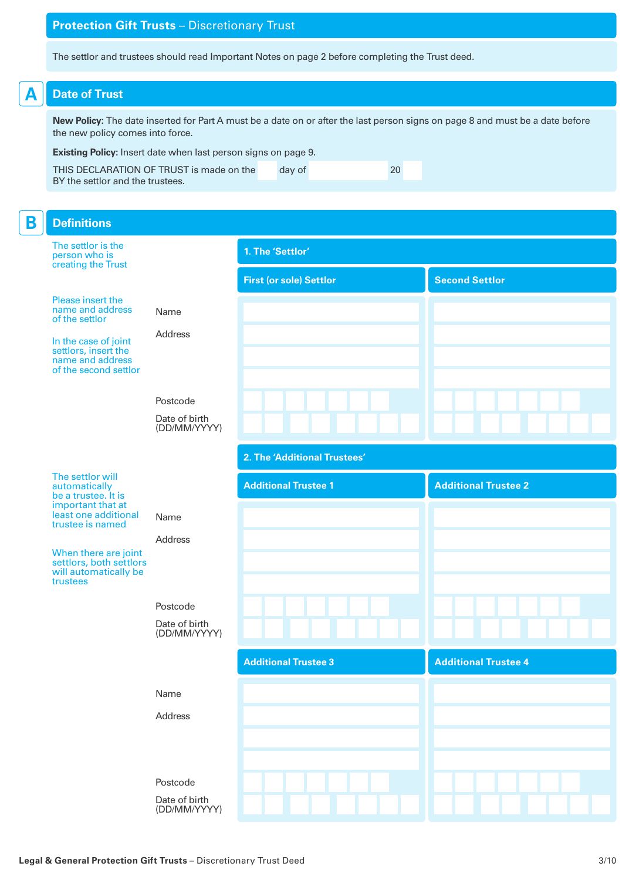# Protection Gift Trusts – Discretionary Trust

The settlor and trustees should read Important Notes on page 2 before completing the Trust deed.

## A Date of Trust

**New Policy:** The date inserted for Part A must be a date on or after the last person signs on page 8 and must be a date before the new policy comes into force.

**Existing Policy:** Insert date when last person signs on page 9.

THIS DECLARATION OF TRUST is made on the ____ day of ____________ 20____
BY the settlor and the trustees.

## B Definitions

The settlor is the person who is creating the Trust

Please insert the name and address of the settlor

In the case of joint settlors, insert the name and address of the second settlor

### 1. The 'Settlor'

| | First (or sole) Settlor | Second Settlor |
|---|---|---|
| Name | | |
| Address | | |
| | | |
| | | |
| Postcode | | |
| Date of birth (DD/MM/YYYY) | | |

The settlor will automatically be a trustee. It is important that at least one additional trustee is named

When there are joint settlors, both settlors will automatically be trustees

### 2. The 'Additional Trustees'

| | Additional Trustee 1 | Additional Trustee 2 |
|---|---|---|
| Name | | |
| Address | | |
| | | |
| | | |
| Postcode | | |
| Date of birth (DD/MM/YYYY) | | |

| | Additional Trustee 3 | Additional Trustee 4 |
|---|---|---|
| Name | | |
| Address | | |
| | | |
| | | |
| Postcode | | |
| Date of birth (DD/MM/YYYY) | | |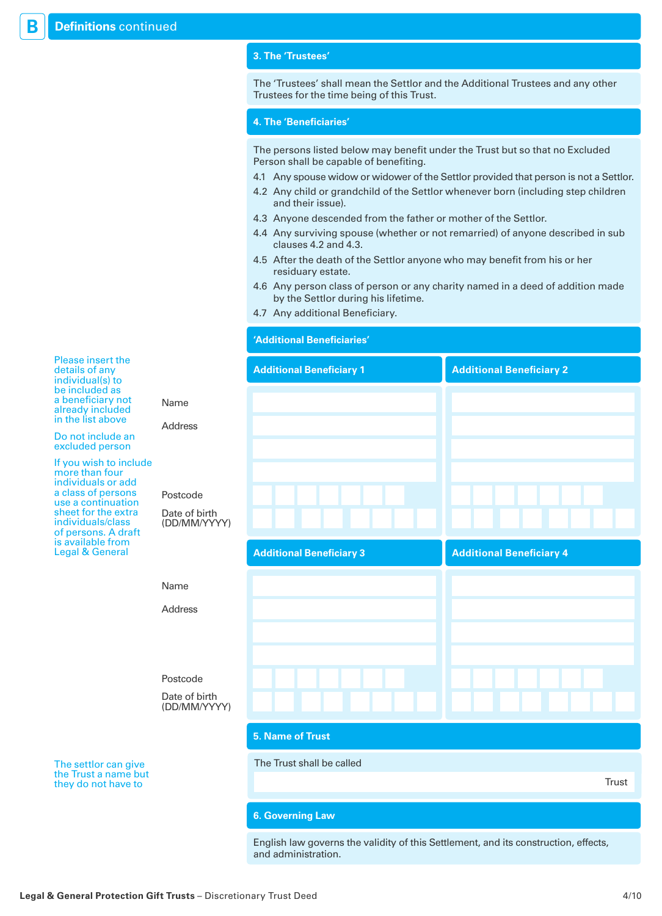## B Definitions continued

### 3. The 'Trustees'

The 'Trustees' shall mean the Settlor and the Additional Trustees and any other Trustees for the time being of this Trust.

### 4. The 'Beneficiaries'

The persons listed below may benefit under the Trust but so that no Excluded Person shall be capable of benefiting.

4.1 Any spouse widow or widower of the Settlor provided that person is not a Settlor.

4.2 Any child or grandchild of the Settlor whenever born (including step children and their issue).

4.3 Anyone descended from the father or mother of the Settlor.

4.4 Any surviving spouse (whether or not remarried) of anyone described in sub clauses 4.2 and 4.3.

4.5 After the death of the Settlor anyone who may benefit from his or her residuary estate.

4.6 Any person class of person or any charity named in a deed of addition made by the Settlor during his lifetime.

4.7 Any additional Beneficiary.

### 'Additional Beneficiaries'

Please insert the details of any individual(s) to be included as a beneficiary not already included in the list above

Do not include an excluded person

If you wish to include more than four individuals or add a class of persons use a continuation sheet for the extra individuals/class of persons. A draft is available from Legal & General

| | Additional Beneficiary 1 | Additional Beneficiary 2 |
|---|---|---|
| Name | | |
| Address | | |
| Postcode | | |
| Date of birth (DD/MM/YYYY) | | |

| | Additional Beneficiary 3 | Additional Beneficiary 4 |
|---|---|---|
| Name | | |
| Address | | |
| Postcode | | |
| Date of birth (DD/MM/YYYY) | | |

### 5. Name of Trust

The settlor can give the Trust a name but they do not have to

The Trust shall be called

_______________________________ Trust

### 6. Governing Law

English law governs the validity of this Settlement, and its construction, effects, and administration.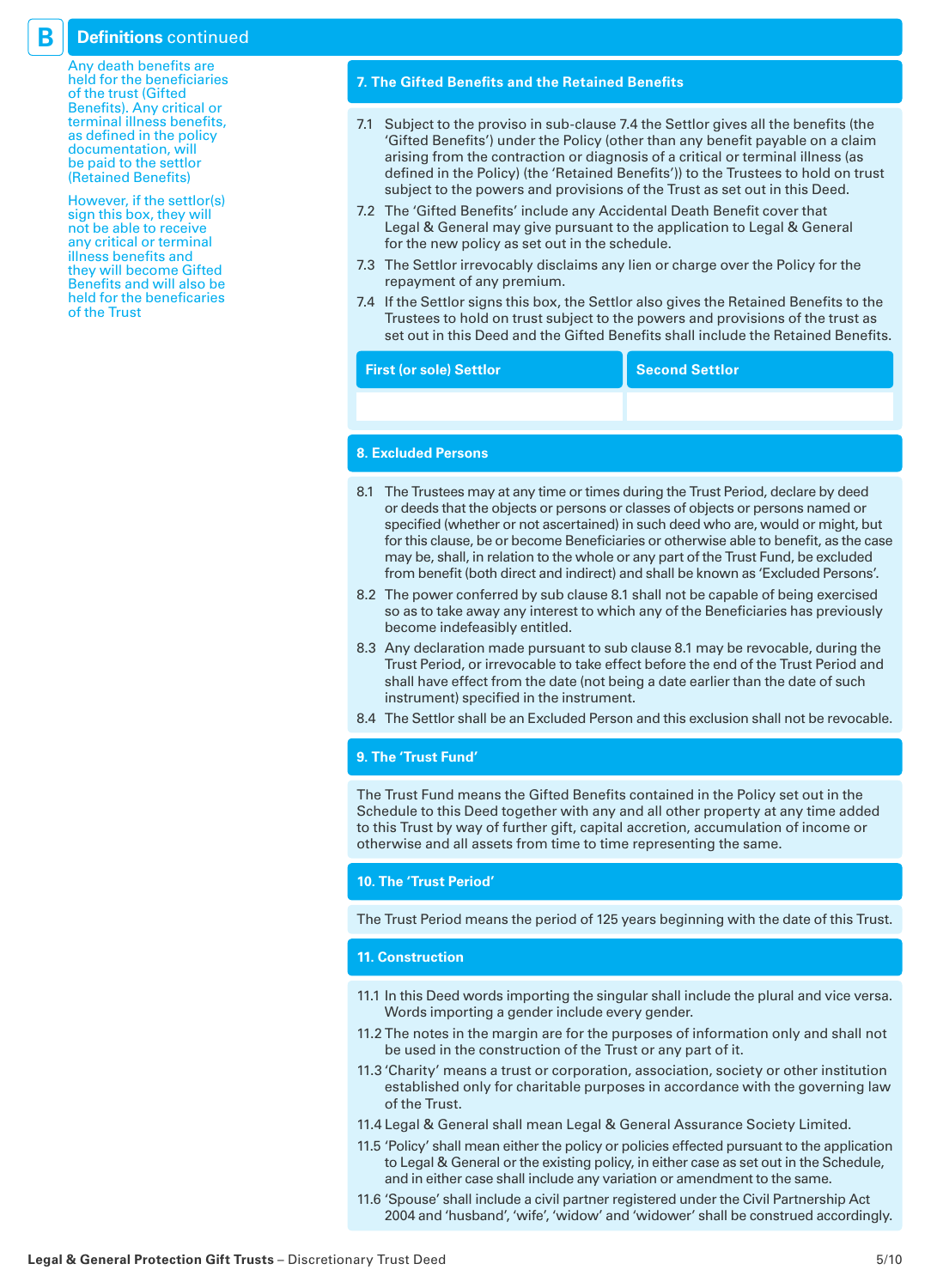# B Definitions continued

Any death benefits are held for the beneficiaries of the trust (Gifted Benefits). Any critical or terminal illness benefits, as defined in the policy documentation, will be paid to the settlor (Retained Benefits)

However, if the settlor(s) sign this box, they will not be able to receive any critical or terminal illness benefits and they will become Gifted Benefits and will also be held for the beneficaries of the Trust

## 7. The Gifted Benefits and the Retained Benefits

7.1 Subject to the proviso in sub-clause 7.4 the Settlor gives all the benefits (the 'Gifted Benefits') under the Policy (other than any benefit payable on a claim arising from the contraction or diagnosis of a critical or terminal illness (as defined in the Policy) (the 'Retained Benefits')) to the Trustees to hold on trust subject to the powers and provisions of the Trust as set out in this Deed.

7.2 The 'Gifted Benefits' include any Accidental Death Benefit cover that Legal & General may give pursuant to the application to Legal & General for the new policy as set out in the schedule.

7.3 The Settlor irrevocably disclaims any lien or charge over the Policy for the repayment of any premium.

7.4 If the Settlor signs this box, the Settlor also gives the Retained Benefits to the Trustees to hold on trust subject to the powers and provisions of the trust as set out in this Deed and the Gifted Benefits shall include the Retained Benefits.

| First (or sole) Settlor | Second Settlor |
|---|---|
| | |

## 8. Excluded Persons

8.1 The Trustees may at any time or times during the Trust Period, declare by deed or deeds that the objects or persons or classes of objects or persons named or specified (whether or not ascertained) in such deed who are, would or might, but for this clause, be or become Beneficiaries or otherwise able to benefit, as the case may be, shall, in relation to the whole or any part of the Trust Fund, be excluded from benefit (both direct and indirect) and shall be known as 'Excluded Persons'.

8.2 The power conferred by sub clause 8.1 shall not be capable of being exercised so as to take away any interest to which any of the Beneficiaries has previously become indefeasibly entitled.

8.3 Any declaration made pursuant to sub clause 8.1 may be revocable, during the Trust Period, or irrevocable to take effect before the end of the Trust Period and shall have effect from the date (not being a date earlier than the date of such instrument) specified in the instrument.

8.4 The Settlor shall be an Excluded Person and this exclusion shall not be revocable.

## 9. The 'Trust Fund'

The Trust Fund means the Gifted Benefits contained in the Policy set out in the Schedule to this Deed together with any and all other property at any time added to this Trust by way of further gift, capital accretion, accumulation of income or otherwise and all assets from time to time representing the same.

## 10. The 'Trust Period'

The Trust Period means the period of 125 years beginning with the date of this Trust.

## 11. Construction

11.1 In this Deed words importing the singular shall include the plural and vice versa. Words importing a gender include every gender.

11.2 The notes in the margin are for the purposes of information only and shall not be used in the construction of the Trust or any part of it.

11.3 'Charity' means a trust or corporation, association, society or other institution established only for charitable purposes in accordance with the governing law of the Trust.

11.4 Legal & General shall mean Legal & General Assurance Society Limited.

11.5 'Policy' shall mean either the policy or policies effected pursuant to the application to Legal & General or the existing policy, in either case as set out in the Schedule, and in either case shall include any variation or amendment to the same.

11.6 'Spouse' shall include a civil partner registered under the Civil Partnership Act 2004 and 'husband', 'wife', 'widow' and 'widower' shall be construed accordingly.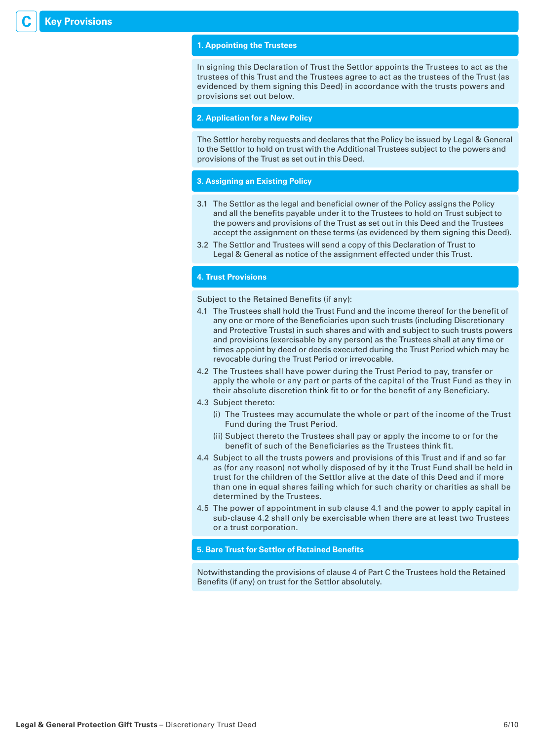# C Key Provisions

## 1. Appointing the Trustees

In signing this Declaration of Trust the Settlor appoints the Trustees to act as the trustees of this Trust and the Trustees agree to act as the trustees of the Trust (as evidenced by them signing this Deed) in accordance with the trusts powers and provisions set out below.

## 2. Application for a New Policy

The Settlor hereby requests and declares that the Policy be issued by Legal & General to the Settlor to hold on trust with the Additional Trustees subject to the powers and provisions of the Trust as set out in this Deed.

## 3. Assigning an Existing Policy

3.1 The Settlor as the legal and beneficial owner of the Policy assigns the Policy and all the benefits payable under it to the Trustees to hold on Trust subject to the powers and provisions of the Trust as set out in this Deed and the Trustees accept the assignment on these terms (as evidenced by them signing this Deed).

3.2 The Settlor and Trustees will send a copy of this Declaration of Trust to Legal & General as notice of the assignment effected under this Trust.

## 4. Trust Provisions

Subject to the Retained Benefits (if any):

4.1 The Trustees shall hold the Trust Fund and the income thereof for the benefit of any one or more of the Beneficiaries upon such trusts (including Discretionary and Protective Trusts) in such shares and with and subject to such trusts powers and provisions (exercisable by any person) as the Trustees shall at any time or times appoint by deed or deeds executed during the Trust Period which may be revocable during the Trust Period or irrevocable.

4.2 The Trustees shall have power during the Trust Period to pay, transfer or apply the whole or any part or parts of the capital of the Trust Fund as they in their absolute discretion think fit to or for the benefit of any Beneficiary.

4.3 Subject thereto:

(i) The Trustees may accumulate the whole or part of the income of the Trust Fund during the Trust Period.

(ii) Subject thereto the Trustees shall pay or apply the income to or for the benefit of such of the Beneficiaries as the Trustees think fit.

4.4 Subject to all the trusts powers and provisions of this Trust and if and so far as (for any reason) not wholly disposed of by it the Trust Fund shall be held in trust for the children of the Settlor alive at the date of this Deed and if more than one in equal shares failing which for such charity or charities as shall be determined by the Trustees.

4.5 The power of appointment in sub clause 4.1 and the power to apply capital in sub-clause 4.2 shall only be exercisable when there are at least two Trustees or a trust corporation.

## 5. Bare Trust for Settlor of Retained Benefits

Notwithstanding the provisions of clause 4 of Part C the Trustees hold the Retained Benefits (if any) on trust for the Settlor absolutely.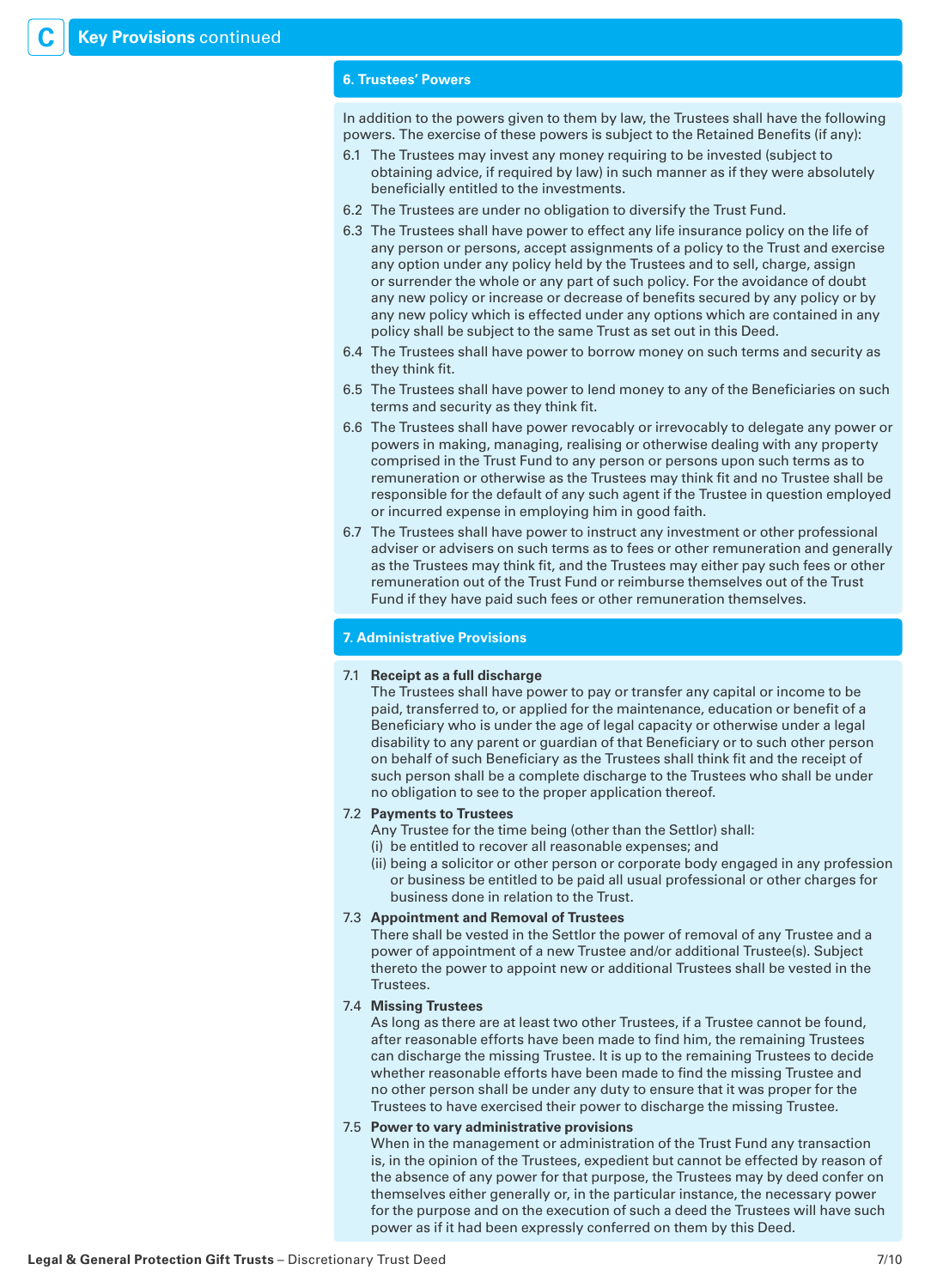# C Key Provisions continued

## 6. Trustees' Powers

In addition to the powers given to them by law, the Trustees shall have the following powers. The exercise of these powers is subject to the Retained Benefits (if any):

6.1 The Trustees may invest any money requiring to be invested (subject to obtaining advice, if required by law) in such manner as if they were absolutely beneficially entitled to the investments.

6.2 The Trustees are under no obligation to diversify the Trust Fund.

6.3 The Trustees shall have power to effect any life insurance policy on the life of any person or persons, accept assignments of a policy to the Trust and exercise any option under any policy held by the Trustees and to sell, charge, assign or surrender the whole or any part of such policy. For the avoidance of doubt any new policy or increase or decrease of benefits secured by any policy or by any new policy which is effected under any options which are contained in any policy shall be subject to the same Trust as set out in this Deed.

6.4 The Trustees shall have power to borrow money on such terms and security as they think fit.

6.5 The Trustees shall have power to lend money to any of the Beneficiaries on such terms and security as they think fit.

6.6 The Trustees shall have power revocably or irrevocably to delegate any power or powers in making, managing, realising or otherwise dealing with any property comprised in the Trust Fund to any person or persons upon such terms as to remuneration or otherwise as the Trustees may think fit and no Trustee shall be responsible for the default of any such agent if the Trustee in question employed or incurred expense in employing him in good faith.

6.7 The Trustees shall have power to instruct any investment or other professional adviser or advisers on such terms as to fees or other remuneration and generally as the Trustees may think fit, and the Trustees may either pay such fees or other remuneration out of the Trust Fund or reimburse themselves out of the Trust Fund if they have paid such fees or other remuneration themselves.

## 7. Administrative Provisions

7.1 **Receipt as a full discharge**
The Trustees shall have power to pay or transfer any capital or income to be paid, transferred to, or applied for the maintenance, education or benefit of a Beneficiary who is under the age of legal capacity or otherwise under a legal disability to any parent or guardian of that Beneficiary or to such other person on behalf of such Beneficiary as the Trustees shall think fit and the receipt of such person shall be a complete discharge to the Trustees who shall be under no obligation to see to the proper application thereof.

7.2 **Payments to Trustees**
Any Trustee for the time being (other than the Settlor) shall:
(i) be entitled to recover all reasonable expenses; and
(ii) being a solicitor or other person or corporate body engaged in any profession or business be entitled to be paid all usual professional or other charges for business done in relation to the Trust.

7.3 **Appointment and Removal of Trustees**
There shall be vested in the Settlor the power of removal of any Trustee and a power of appointment of a new Trustee and/or additional Trustee(s). Subject thereto the power to appoint new or additional Trustees shall be vested in the Trustees.

7.4 **Missing Trustees**
As long as there are at least two other Trustees, if a Trustee cannot be found, after reasonable efforts have been made to find him, the remaining Trustees can discharge the missing Trustee. It is up to the remaining Trustees to decide whether reasonable efforts have been made to find the missing Trustee and no other person shall be under any duty to ensure that it was proper for the Trustees to have exercised their power to discharge the missing Trustee.

7.5 **Power to vary administrative provisions**
When in the management or administration of the Trust Fund any transaction is, in the opinion of the Trustees, expedient but cannot be effected by reason of the absence of any power for that purpose, the Trustees may by deed confer on themselves either generally or, in the particular instance, the necessary power for the purpose and on the execution of such a deed the Trustees will have such power as if it had been expressly conferred on them by this Deed.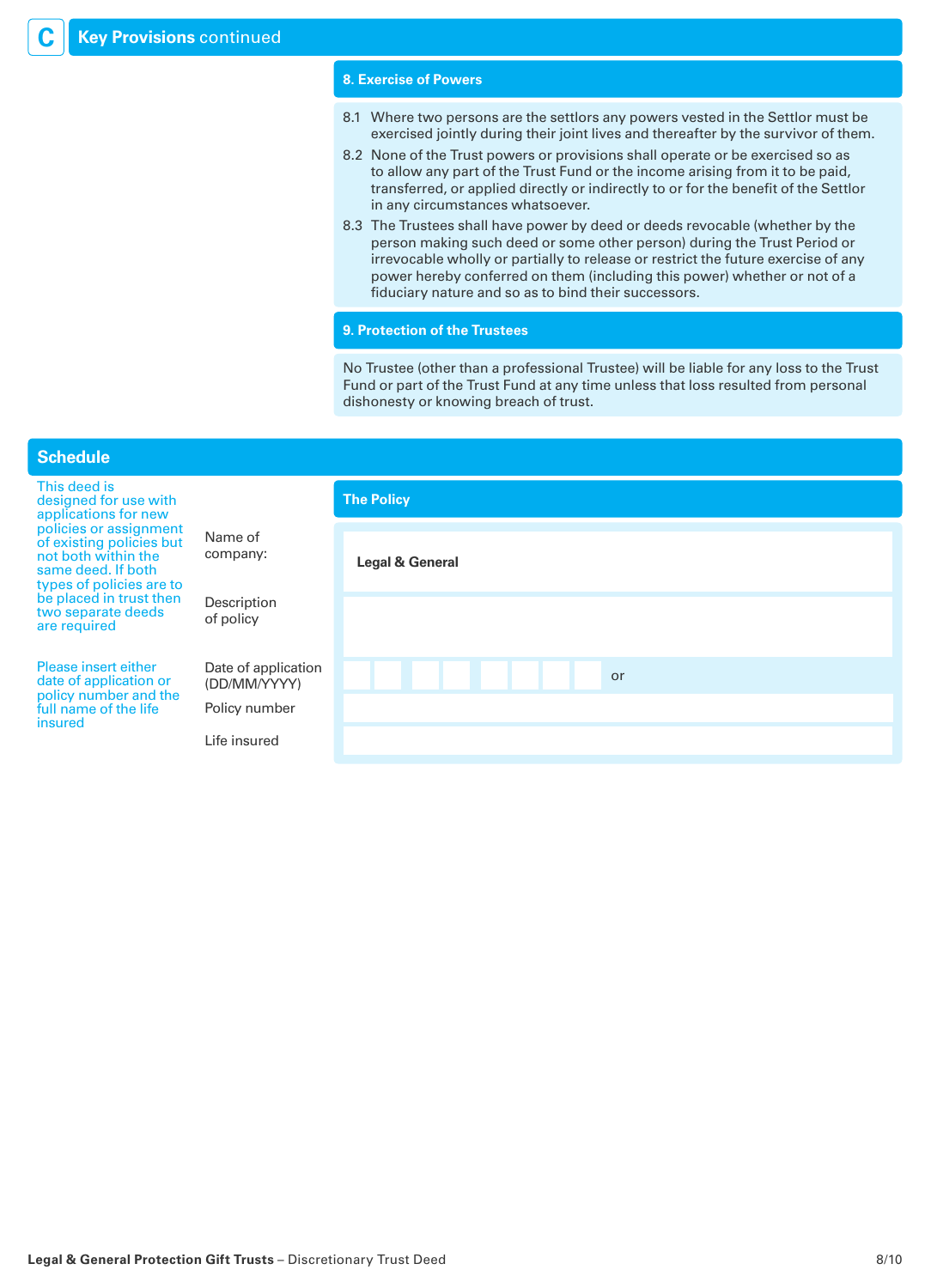## C Key Provisions continued

### 8. Exercise of Powers

8.1 Where two persons are the settlors any powers vested in the Settlor must be exercised jointly during their joint lives and thereafter by the survivor of them.

8.2 None of the Trust powers or provisions shall operate or be exercised so as to allow any part of the Trust Fund or the income arising from it to be paid, transferred, or applied directly or indirectly to or for the benefit of the Settlor in any circumstances whatsoever.

8.3 The Trustees shall have power by deed or deeds revocable (whether by the person making such deed or some other person) during the Trust Period or irrevocable wholly or partially to release or restrict the future exercise of any power hereby conferred on them (including this power) whether or not of a fiduciary nature and so as to bind their successors.

### 9. Protection of the Trustees

No Trustee (other than a professional Trustee) will be liable for any loss to the Trust Fund or part of the Trust Fund at any time unless that loss resulted from personal dishonesty or knowing breach of trust.

## Schedule

This deed is designed for use with applications for new policies or assignment of existing policies but not both within the same deed. If both types of policies are to be placed in trust then two separate deeds are required

Please insert either date of application or policy number and the full name of the life insured

### The Policy

| | |
|---|---|
| Name of company: | **Legal & General** |
| Description of policy | |
| Date of application (DD/MM/YYYY) | _ _ / _ _ / _ _ _ _ or |
| Policy number | |
| Life insured | |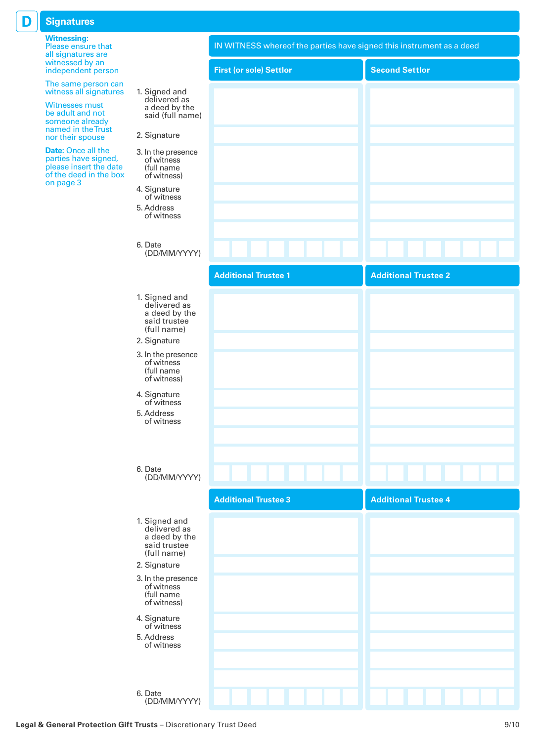## D Signatures

**Witnessing:** Please ensure that all signatures are witnessed by an independent person

The same person can witness all signatures

Witnesses must be adult and not someone already named in the Trust nor their spouse

**Date:** Once all the parties have signed, please insert the date of the deed in the box on page 3

IN WITNESS whereof the parties have signed this instrument as a deed

| | First (or sole) Settlor | Second Settlor |
|---|---|---|
| 1. Signed and delivered as a deed by the said (full name) | | |
| 2. Signature | | |
| 3. In the presence of witness (full name of witness) | | |
| 4. Signature of witness | | |
| 5. Address of witness | | |
| 6. Date (DD/MM/YYYY) | | |

| | Additional Trustee 1 | Additional Trustee 2 |
|---|---|---|
| 1. Signed and delivered as a deed by the said trustee (full name) | | |
| 2. Signature | | |
| 3. In the presence of witness (full name of witness) | | |
| 4. Signature of witness | | |
| 5. Address of witness | | |
| 6. Date (DD/MM/YYYY) | | |

| | Additional Trustee 3 | Additional Trustee 4 |
|---|---|---|
| 1. Signed and delivered as a deed by the said trustee (full name) | | |
| 2. Signature | | |
| 3. In the presence of witness (full name of witness) | | |
| 4. Signature of witness | | |
| 5. Address of witness | | |
| 6. Date (DD/MM/YYYY) | | |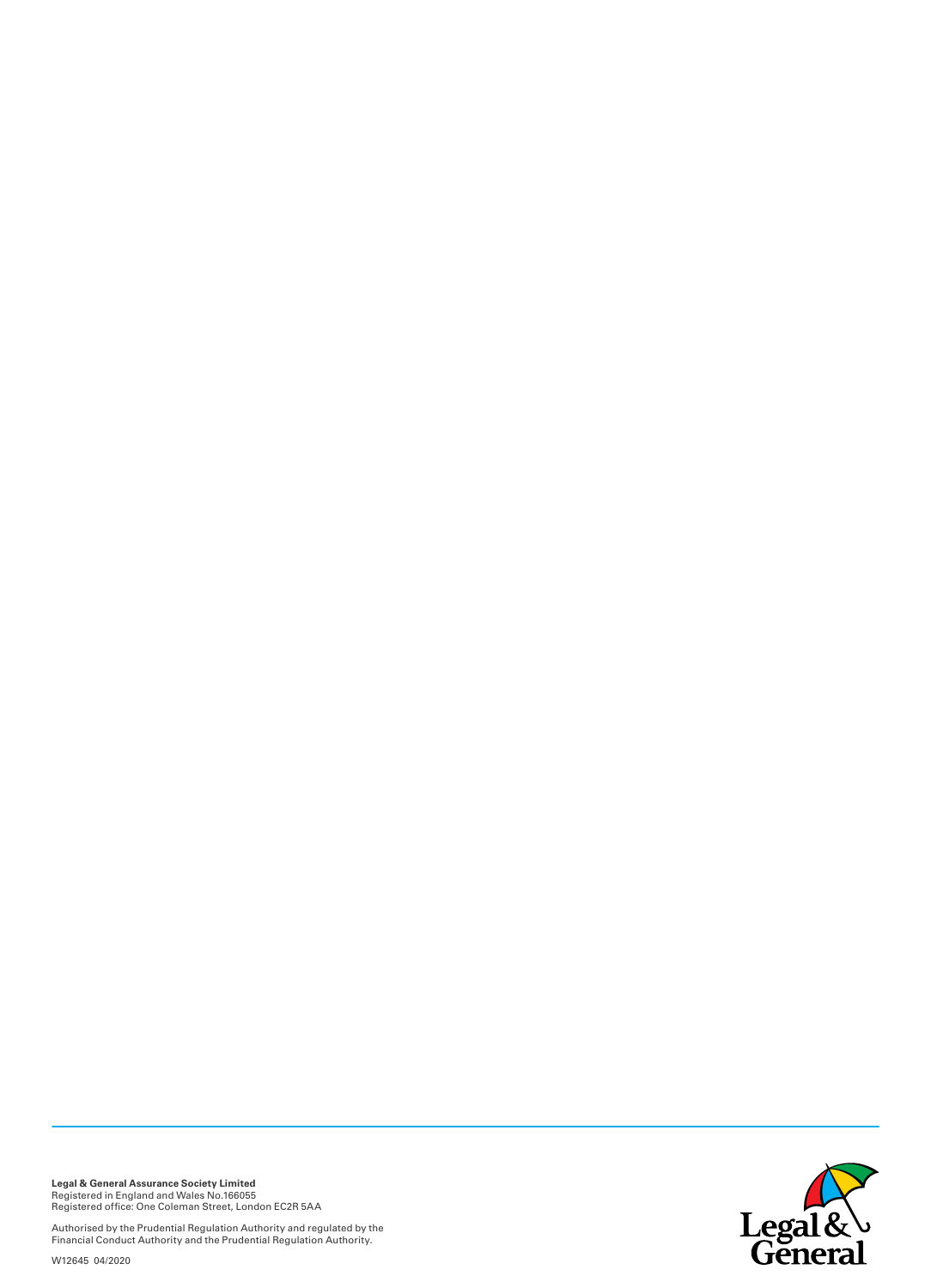**Legal & General Assurance Society Limited**
Registered in England and Wales No.166055
Registered office: One Coleman Street, London EC2R 5AA

Authorised by the Prudential Regulation Authority and regulated by the Financial Conduct Authority and the Prudential Regulation Authority.

W12645 04/2020